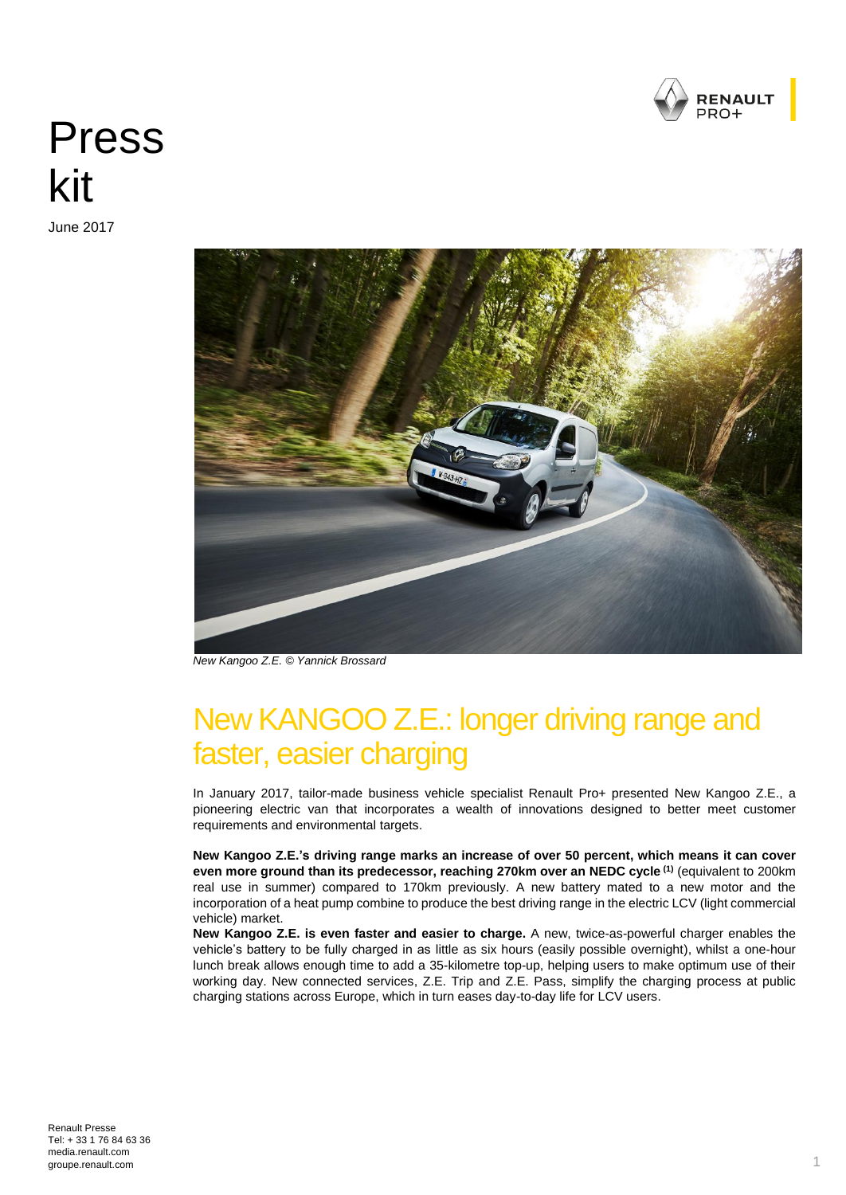# Press kit

June 2017

*New Kangoo Z.E. © Yannick Brossard*

## New KANGOO Z.E.: longer driving range and faster, easier charging

In January 2017, tailor-made business vehicle specialist Renault Pro+ presented New Kangoo Z.E., a pioneering electric van that incorporates a wealth of innovations designed to better meet customer requirements and environmental targets.

**New Kangoo Z.E.'s driving range marks an increase of over 50 percent, which means it can cover even more ground than its predecessor, reaching 270km over an NEDC cycle** (1) (equivalent to 200km real use in summer) compared to 170km previously. A new battery mated to a new motor and the incorporation of a heat pump combine to produce the best driving range in the electric LCV (light commercial vehicle) market.

**New Kangoo Z.E. is even faster and easier to charge.** A new, twice-as-powerful charger enables the vehicle's battery to be fully charged in as little as six hours (easily possible overnight), whilst a one-hour lunch break allows enough time to add a 35-kilometre top-up, helping users to make optimum use of their working day. New connected services, Z.E. Trip and Z.E. Pass, simplify the charging process at public charging stations across Europe, which in turn eases day-to-day life for LCV users.

Renault Presse
Tel: + 33 1 76 84 63 36
media.renault.com
groupe.renault.com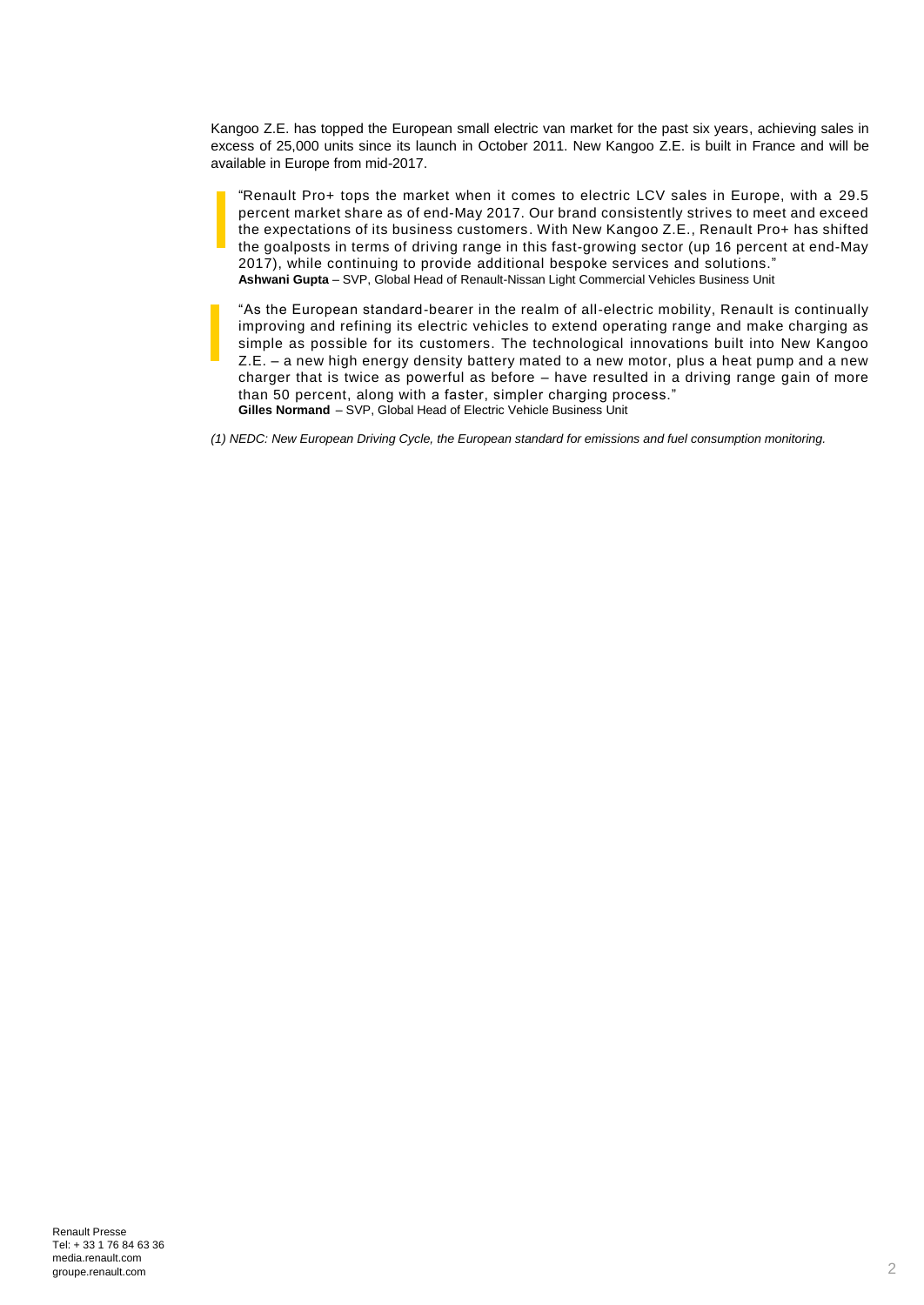Kangoo Z.E. has topped the European small electric van market for the past six years, achieving sales in excess of 25,000 units since its launch in October 2011. New Kangoo Z.E. is built in France and will be available in Europe from mid-2017.

> "Renault Pro+ tops the market when it comes to electric LCV sales in Europe, with a 29.5 percent market share as of end-May 2017. Our brand consistently strives to meet and exceed the expectations of its business customers. With New Kangoo Z.E., Renault Pro+ has shifted the goalposts in terms of driving range in this fast-growing sector (up 16 percent at end-May 2017), while continuing to provide additional bespoke services and solutions."
> **Ashwani Gupta** – SVP, Global Head of Renault-Nissan Light Commercial Vehicles Business Unit

> "As the European standard-bearer in the realm of all-electric mobility, Renault is continually improving and refining its electric vehicles to extend operating range and make charging as simple as possible for its customers. The technological innovations built into New Kangoo Z.E. – a new high energy density battery mated to a new motor, plus a heat pump and a new charger that is twice as powerful as before – have resulted in a driving range gain of more than 50 percent, along with a faster, simpler charging process."
> **Gilles Normand** – SVP, Global Head of Electric Vehicle Business Unit

*(1) NEDC: New European Driving Cycle, the European standard for emissions and fuel consumption monitoring.*

Renault Presse
Tel: + 33 1 76 84 63 36
media.renault.com
groupe.renault.com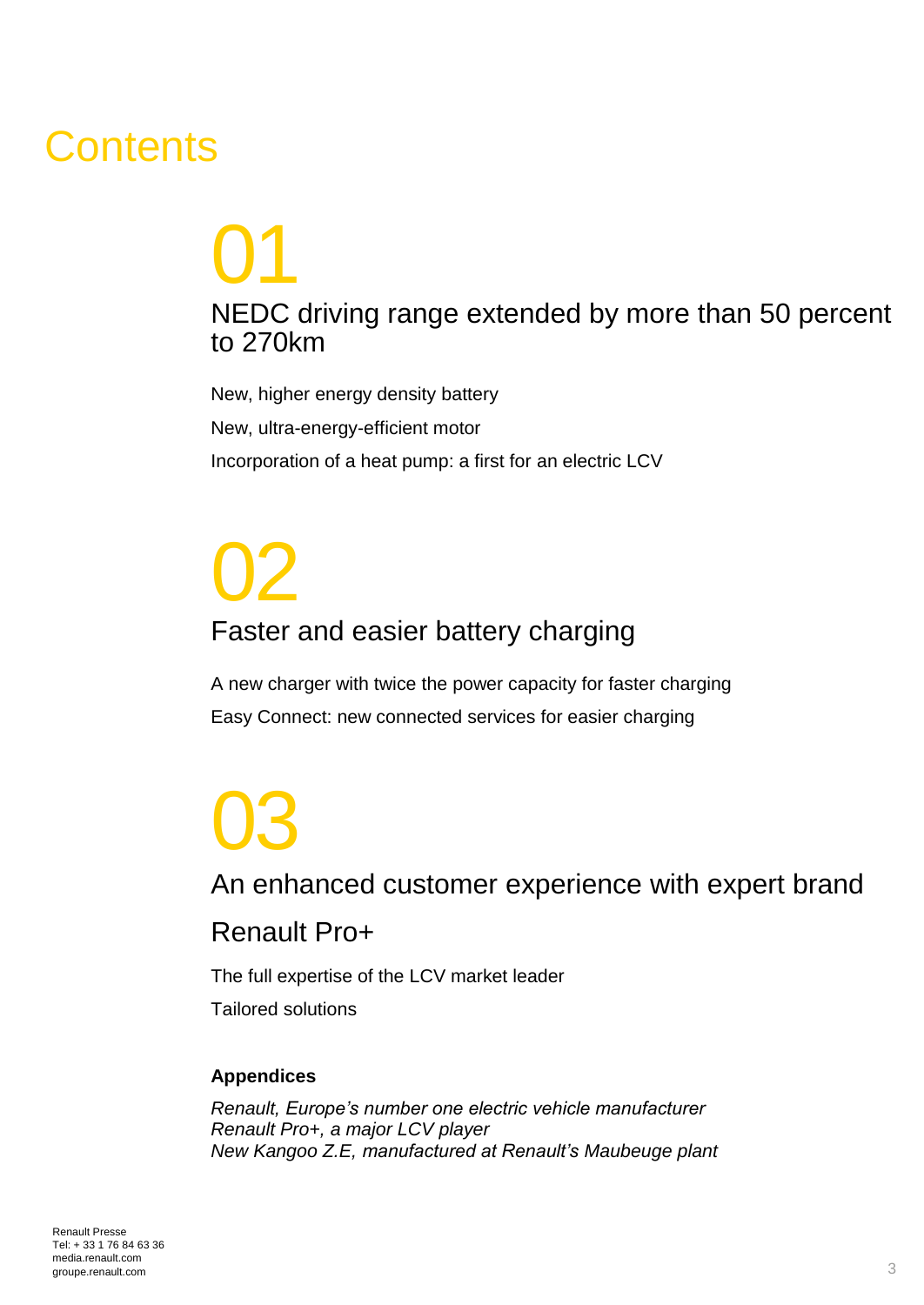# Contents

## 01

### NEDC driving range extended by more than 50 percent to 270km

New, higher energy density battery

New, ultra-energy-efficient motor

Incorporation of a heat pump: a first for an electric LCV

## 02

### Faster and easier battery charging

A new charger with twice the power capacity for faster charging

Easy Connect: new connected services for easier charging

## 03

### An enhanced customer experience with expert brand Renault Pro+

The full expertise of the LCV market leader

Tailored solutions

**Appendices**

*Renault, Europe's number one electric vehicle manufacturer*
*Renault Pro+, a major LCV player*
*New Kangoo Z.E, manufactured at Renault's Maubeuge plant*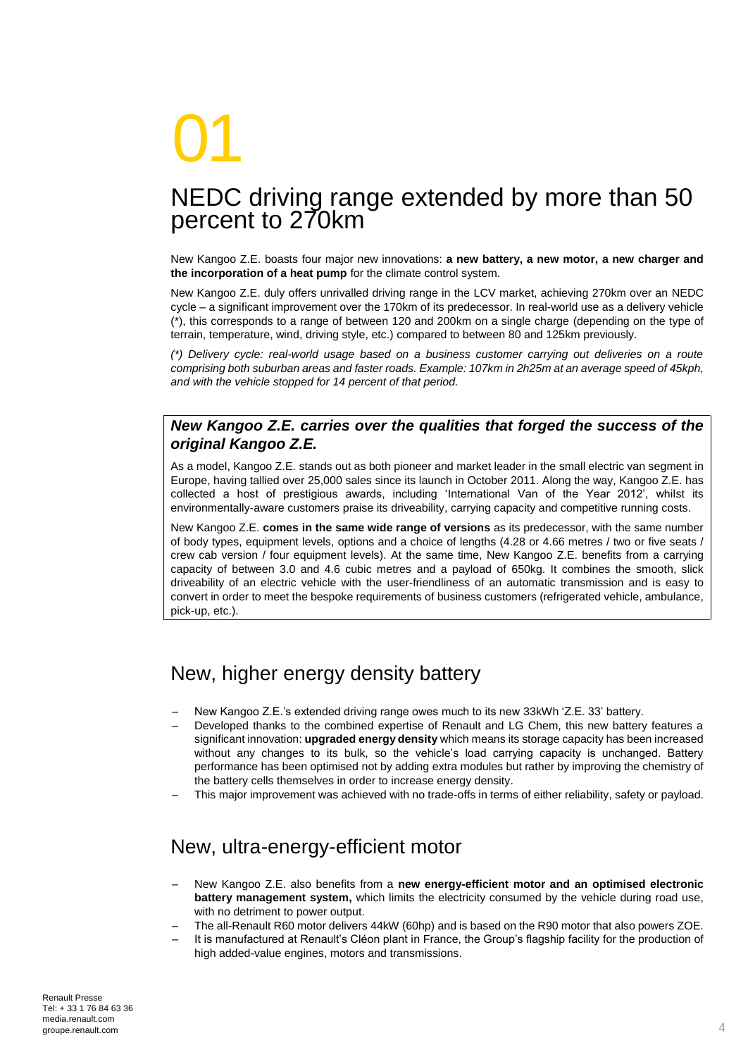# 01

## NEDC driving range extended by more than 50 percent to 270km

New Kangoo Z.E. boasts four major new innovations: **a new battery, a new motor, a new charger and the incorporation of a heat pump** for the climate control system.

New Kangoo Z.E. duly offers unrivalled driving range in the LCV market, achieving 270km over an NEDC cycle – a significant improvement over the 170km of its predecessor. In real-world use as a delivery vehicle (*), this corresponds to a range of between 120 and 200km on a single charge (depending on the type of terrain, temperature, wind, driving style, etc.) compared to between 80 and 125km previously.

*(*) Delivery cycle: real-world usage based on a business customer carrying out deliveries on a route comprising both suburban areas and faster roads. Example: 107km in 2h25m at an average speed of 45kph, and with the vehicle stopped for 14 percent of that period.*

### *New Kangoo Z.E. carries over the qualities that forged the success of the original Kangoo Z.E.*

As a model, Kangoo Z.E. stands out as both pioneer and market leader in the small electric van segment in Europe, having tallied over 25,000 sales since its launch in October 2011. Along the way, Kangoo Z.E. has collected a host of prestigious awards, including 'International Van of the Year 2012', whilst its environmentally-aware customers praise its driveability, carrying capacity and competitive running costs.

New Kangoo Z.E. **comes in the same wide range of versions** as its predecessor, with the same number of body types, equipment levels, options and a choice of lengths (4.28 or 4.66 metres / two or five seats / crew cab version / four equipment levels). At the same time, New Kangoo Z.E. benefits from a carrying capacity of between 3.0 and 4.6 cubic metres and a payload of 650kg. It combines the smooth, slick driveability of an electric vehicle with the user-friendliness of an automatic transmission and is easy to convert in order to meet the bespoke requirements of business customers (refrigerated vehicle, ambulance, pick-up, etc.).

## New, higher energy density battery

- New Kangoo Z.E.'s extended driving range owes much to its new 33kWh 'Z.E. 33' battery.
- Developed thanks to the combined expertise of Renault and LG Chem, this new battery features a significant innovation: **upgraded energy density** which means its storage capacity has been increased without any changes to its bulk, so the vehicle's load carrying capacity is unchanged. Battery performance has been optimised not by adding extra modules but rather by improving the chemistry of the battery cells themselves in order to increase energy density.
- This major improvement was achieved with no trade-offs in terms of either reliability, safety or payload.

## New, ultra-energy-efficient motor

- New Kangoo Z.E. also benefits from a **new energy-efficient motor and an optimised electronic battery management system,** which limits the electricity consumed by the vehicle during road use, with no detriment to power output.
- The all-Renault R60 motor delivers 44kW (60hp) and is based on the R90 motor that also powers ZOE.
- It is manufactured at Renault's Cléon plant in France, the Group's flagship facility for the production of high added-value engines, motors and transmissions.

Renault Presse
Tel: + 33 1 76 84 63 36
media.renault.com
groupe.renault.com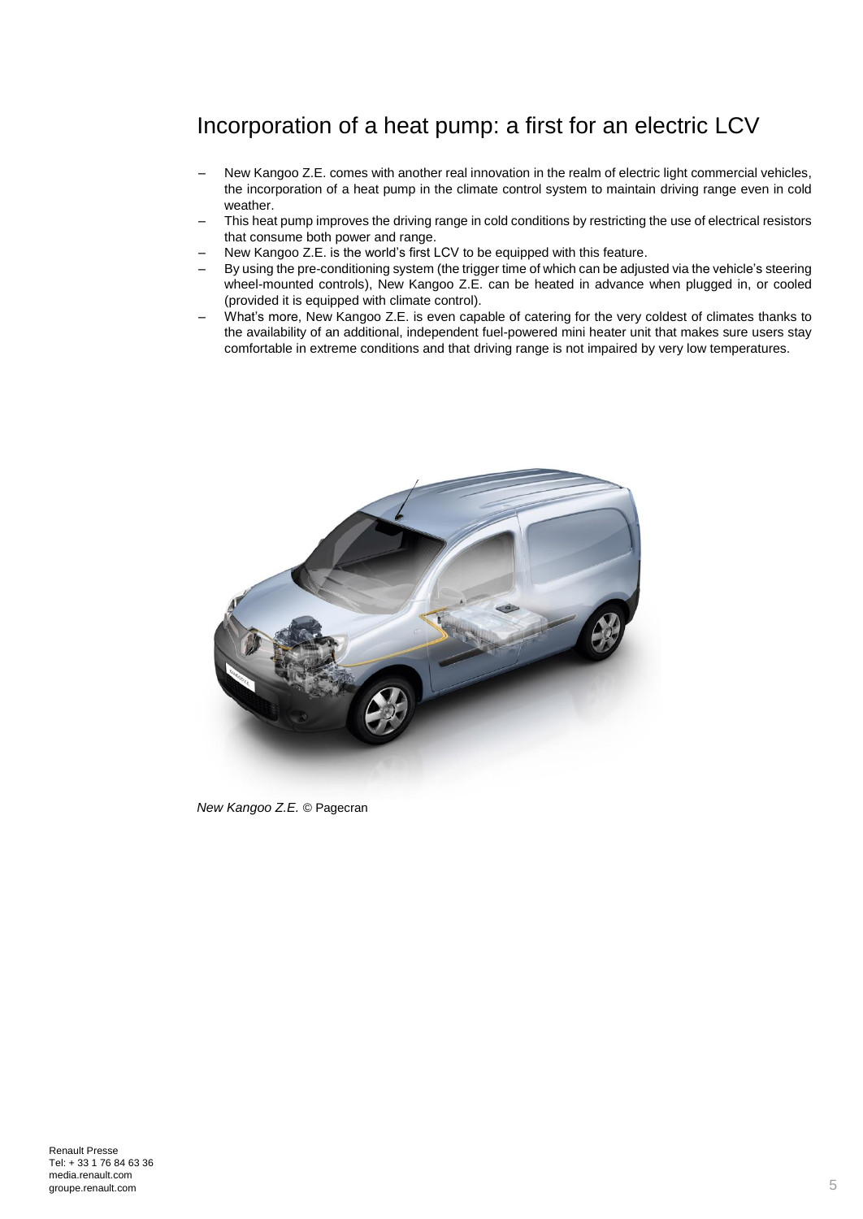# Incorporation of a heat pump: a first for an electric LCV

- New Kangoo Z.E. comes with another real innovation in the realm of electric light commercial vehicles, the incorporation of a heat pump in the climate control system to maintain driving range even in cold weather.
- This heat pump improves the driving range in cold conditions by restricting the use of electrical resistors that consume both power and range.
- New Kangoo Z.E. is the world's first LCV to be equipped with this feature.
- By using the pre-conditioning system (the trigger time of which can be adjusted via the vehicle's steering wheel-mounted controls), New Kangoo Z.E. can be heated in advance when plugged in, or cooled (provided it is equipped with climate control).
- What's more, New Kangoo Z.E. is even capable of catering for the very coldest of climates thanks to the availability of an additional, independent fuel-powered mini heater unit that makes sure users stay comfortable in extreme conditions and that driving range is not impaired by very low temperatures.

*New Kangoo Z.E.* © Pagecran

Renault Presse
Tel: + 33 1 76 84 63 36
media.renault.com
groupe.renault.com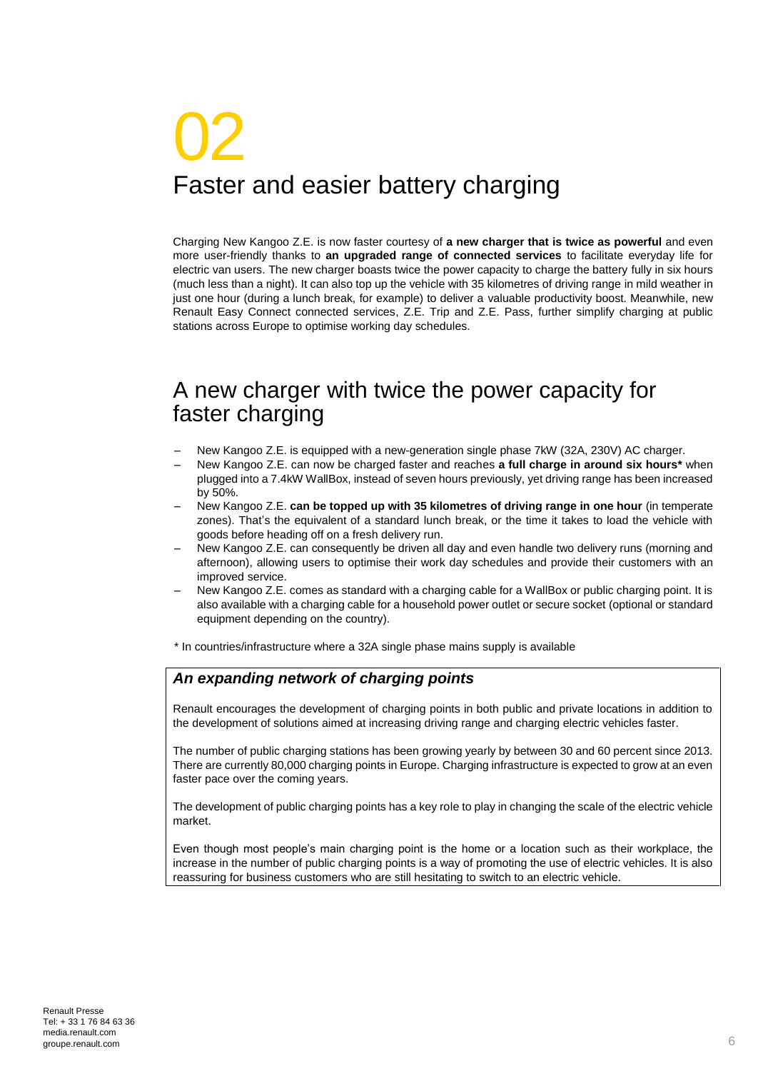# 02

# Faster and easier battery charging

Charging New Kangoo Z.E. is now faster courtesy of **a new charger that is twice as powerful** and even more user-friendly thanks to **an upgraded range of connected services** to facilitate everyday life for electric van users. The new charger boasts twice the power capacity to charge the battery fully in six hours (much less than a night). It can also top up the vehicle with 35 kilometres of driving range in mild weather in just one hour (during a lunch break, for example) to deliver a valuable productivity boost. Meanwhile, new Renault Easy Connect connected services, Z.E. Trip and Z.E. Pass, further simplify charging at public stations across Europe to optimise working day schedules.

## A new charger with twice the power capacity for faster charging

- New Kangoo Z.E. is equipped with a new-generation single phase 7kW (32A, 230V) AC charger.
- New Kangoo Z.E. can now be charged faster and reaches **a full charge in around six hours*** when plugged into a 7.4kW WallBox, instead of seven hours previously, yet driving range has been increased by 50%.
- New Kangoo Z.E. **can be topped up with 35 kilometres of driving range in one hour** (in temperate zones). That's the equivalent of a standard lunch break, or the time it takes to load the vehicle with goods before heading off on a fresh delivery run.
- New Kangoo Z.E. can consequently be driven all day and even handle two delivery runs (morning and afternoon), allowing users to optimise their work day schedules and provide their customers with an improved service.
- New Kangoo Z.E. comes as standard with a charging cable for a WallBox or public charging point. It is also available with a charging cable for a household power outlet or secure socket (optional or standard equipment depending on the country).

\* In countries/infrastructure where a 32A single phase mains supply is available

### *An expanding network of charging points*

Renault encourages the development of charging points in both public and private locations in addition to the development of solutions aimed at increasing driving range and charging electric vehicles faster.

The number of public charging stations has been growing yearly by between 30 and 60 percent since 2013. There are currently 80,000 charging points in Europe. Charging infrastructure is expected to grow at an even faster pace over the coming years.

The development of public charging points has a key role to play in changing the scale of the electric vehicle market.

Even though most people's main charging point is the home or a location such as their workplace, the increase in the number of public charging points is a way of promoting the use of electric vehicles. It is also reassuring for business customers who are still hesitating to switch to an electric vehicle.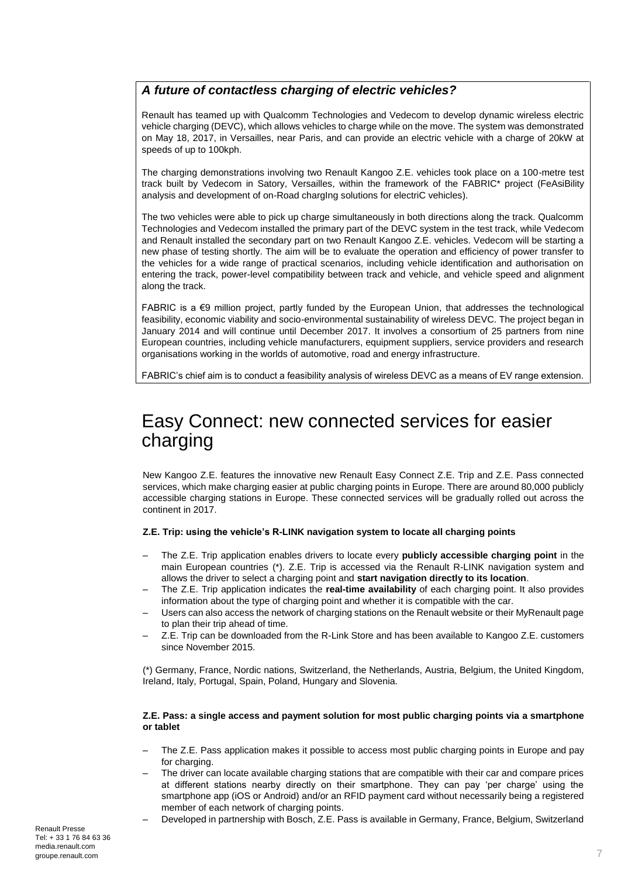### *A future of contactless charging of electric vehicles?*

Renault has teamed up with Qualcomm Technologies and Vedecom to develop dynamic wireless electric vehicle charging (DEVC), which allows vehicles to charge while on the move. The system was demonstrated on May 18, 2017, in Versailles, near Paris, and can provide an electric vehicle with a charge of 20kW at speeds of up to 100kph.

The charging demonstrations involving two Renault Kangoo Z.E. vehicles took place on a 100-metre test track built by Vedecom in Satory, Versailles, within the framework of the FABRIC* project (FeAsiBility analysis and development of on-Road chargIng solutions for electriC vehicles).

The two vehicles were able to pick up charge simultaneously in both directions along the track. Qualcomm Technologies and Vedecom installed the primary part of the DEVC system in the test track, while Vedecom and Renault installed the secondary part on two Renault Kangoo Z.E. vehicles. Vedecom will be starting a new phase of testing shortly. The aim will be to evaluate the operation and efficiency of power transfer to the vehicles for a wide range of practical scenarios, including vehicle identification and authorisation on entering the track, power-level compatibility between track and vehicle, and vehicle speed and alignment along the track.

FABRIC is a €9 million project, partly funded by the European Union, that addresses the technological feasibility, economic viability and socio-environmental sustainability of wireless DEVC. The project began in January 2014 and will continue until December 2017. It involves a consortium of 25 partners from nine European countries, including vehicle manufacturers, equipment suppliers, service providers and research organisations working in the worlds of automotive, road and energy infrastructure.

FABRIC's chief aim is to conduct a feasibility analysis of wireless DEVC as a means of EV range extension.

# Easy Connect: new connected services for easier charging

New Kangoo Z.E. features the innovative new Renault Easy Connect Z.E. Trip and Z.E. Pass connected services, which make charging easier at public charging points in Europe. There are around 80,000 publicly accessible charging stations in Europe. These connected services will be gradually rolled out across the continent in 2017.

**Z.E. Trip: using the vehicle's R-LINK navigation system to locate all charging points**

– The Z.E. Trip application enables drivers to locate every **publicly accessible charging point** in the main European countries (*). Z.E. Trip is accessed via the Renault R-LINK navigation system and allows the driver to select a charging point and **start navigation directly to its location**.
– The Z.E. Trip application indicates the **real-time availability** of each charging point. It also provides information about the type of charging point and whether it is compatible with the car.
– Users can also access the network of charging stations on the Renault website or their MyRenault page to plan their trip ahead of time.
– Z.E. Trip can be downloaded from the R-Link Store and has been available to Kangoo Z.E. customers since November 2015.

(*) Germany, France, Nordic nations, Switzerland, the Netherlands, Austria, Belgium, the United Kingdom, Ireland, Italy, Portugal, Spain, Poland, Hungary and Slovenia.

**Z.E. Pass: a single access and payment solution for most public charging points via a smartphone or tablet**

– The Z.E. Pass application makes it possible to access most public charging points in Europe and pay for charging.
– The driver can locate available charging stations that are compatible with their car and compare prices at different stations nearby directly on their smartphone. They can pay 'per charge' using the smartphone app (iOS or Android) and/or an RFID payment card without necessarily being a registered member of each network of charging points.
– Developed in partnership with Bosch, Z.E. Pass is available in Germany, France, Belgium, Switzerland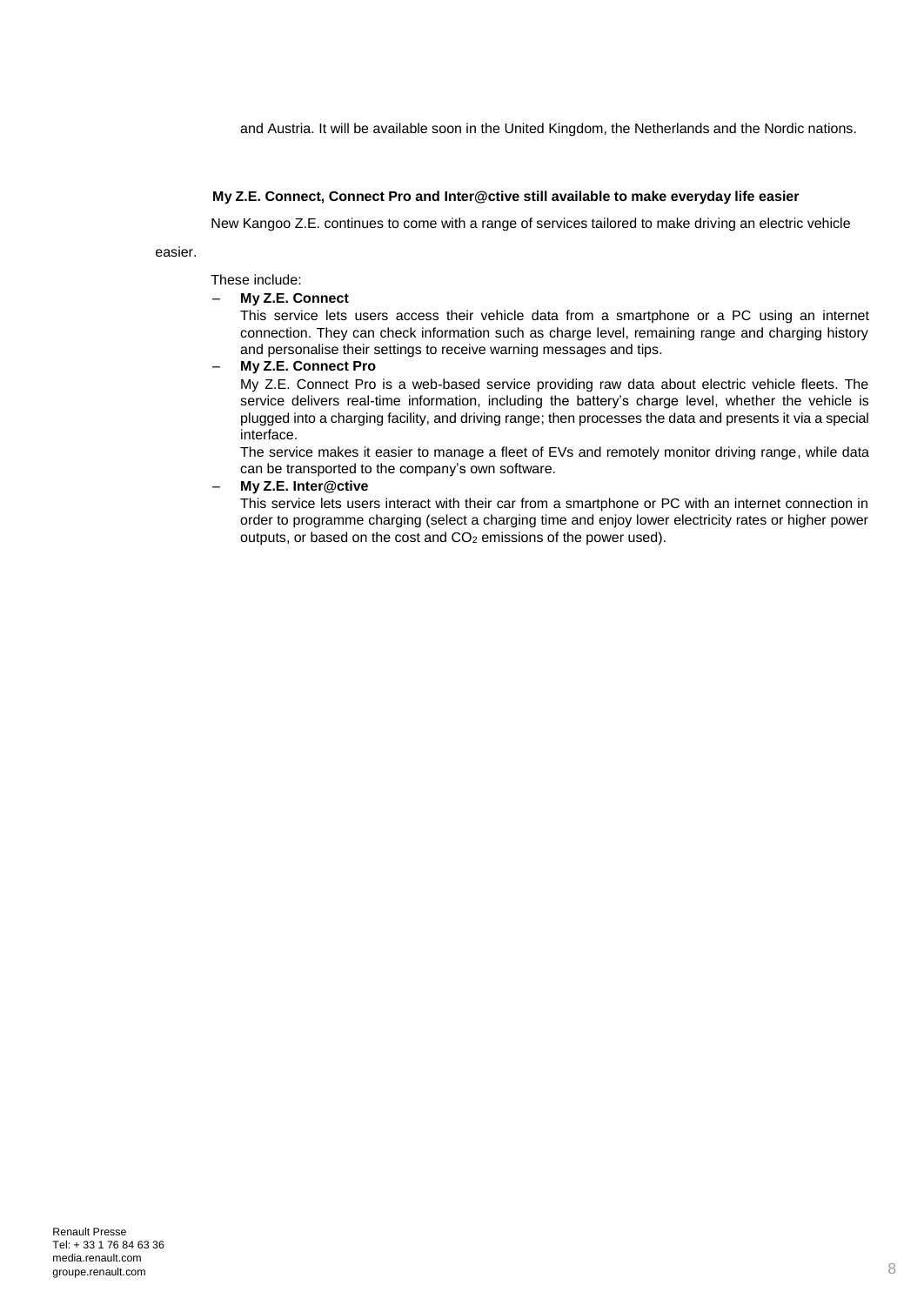and Austria. It will be available soon in the United Kingdom, the Netherlands and the Nordic nations.

**My Z.E. Connect, Connect Pro and Inter@ctive still available to make everyday life easier**

New Kangoo Z.E. continues to come with a range of services tailored to make driving an electric vehicle easier.

These include:

- **My Z.E. Connect**
  This service lets users access their vehicle data from a smartphone or a PC using an internet connection. They can check information such as charge level, remaining range and charging history and personalise their settings to receive warning messages and tips.
- **My Z.E. Connect Pro**
  My Z.E. Connect Pro is a web-based service providing raw data about electric vehicle fleets. The service delivers real-time information, including the battery's charge level, whether the vehicle is plugged into a charging facility, and driving range; then processes the data and presents it via a special interface.
  The service makes it easier to manage a fleet of EVs and remotely monitor driving range, while data can be transported to the company's own software.
- **My Z.E. Inter@ctive**
  This service lets users interact with their car from a smartphone or PC with an internet connection in order to programme charging (select a charging time and enjoy lower electricity rates or higher power outputs, or based on the cost and $CO_2$ emissions of the power used).

Renault Presse
Tel: + 33 1 76 84 63 36
media.renault.com
groupe.renault.com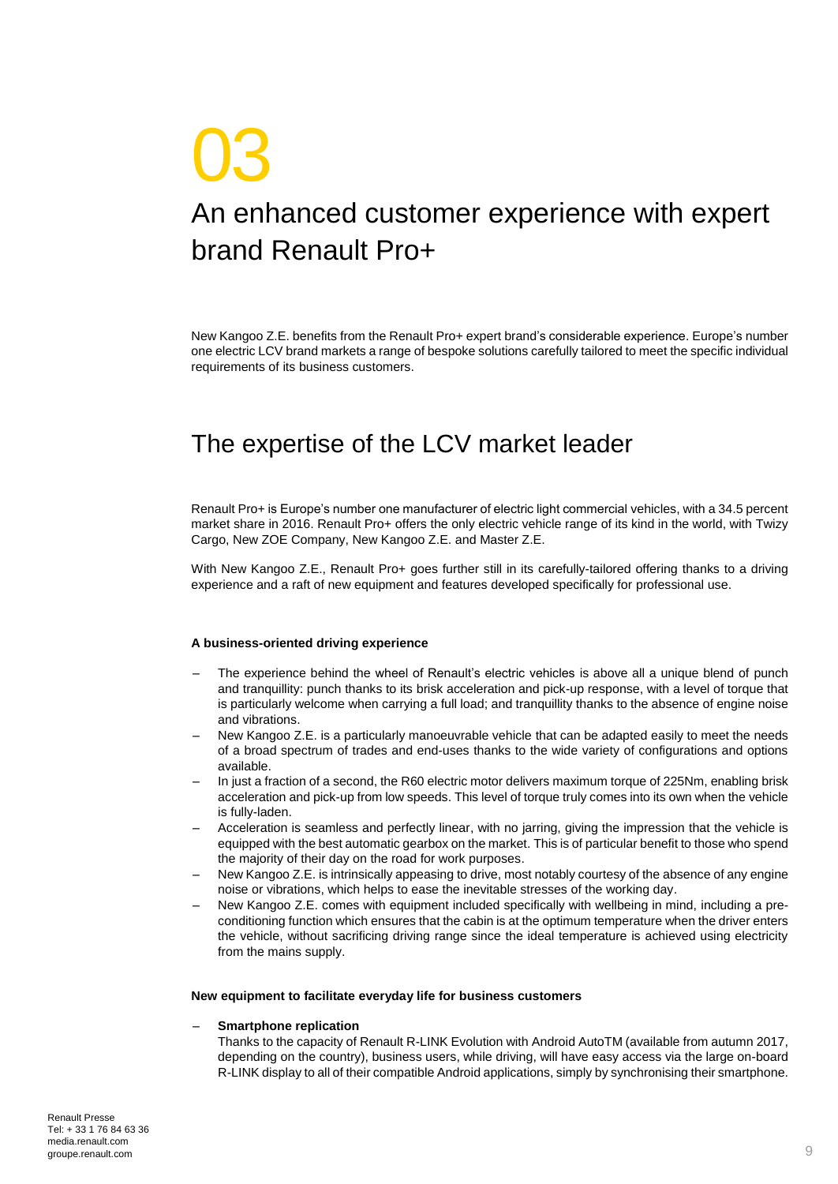# 03

# An enhanced customer experience with expert brand Renault Pro+

New Kangoo Z.E. benefits from the Renault Pro+ expert brand's considerable experience. Europe's number one electric LCV brand markets a range of bespoke solutions carefully tailored to meet the specific individual requirements of its business customers.

## The expertise of the LCV market leader

Renault Pro+ is Europe's number one manufacturer of electric light commercial vehicles, with a 34.5 percent market share in 2016. Renault Pro+ offers the only electric vehicle range of its kind in the world, with Twizy Cargo, New ZOE Company, New Kangoo Z.E. and Master Z.E.

With New Kangoo Z.E., Renault Pro+ goes further still in its carefully-tailored offering thanks to a driving experience and a raft of new equipment and features developed specifically for professional use.

**A business-oriented driving experience**

- The experience behind the wheel of Renault's electric vehicles is above all a unique blend of punch and tranquillity: punch thanks to its brisk acceleration and pick-up response, with a level of torque that is particularly welcome when carrying a full load; and tranquillity thanks to the absence of engine noise and vibrations.
- New Kangoo Z.E. is a particularly manoeuvrable vehicle that can be adapted easily to meet the needs of a broad spectrum of trades and end-uses thanks to the wide variety of configurations and options available.
- In just a fraction of a second, the R60 electric motor delivers maximum torque of 225Nm, enabling brisk acceleration and pick-up from low speeds. This level of torque truly comes into its own when the vehicle is fully-laden.
- Acceleration is seamless and perfectly linear, with no jarring, giving the impression that the vehicle is equipped with the best automatic gearbox on the market. This is of particular benefit to those who spend the majority of their day on the road for work purposes.
- New Kangoo Z.E. is intrinsically appeasing to drive, most notably courtesy of the absence of any engine noise or vibrations, which helps to ease the inevitable stresses of the working day.
- New Kangoo Z.E. comes with equipment included specifically with wellbeing in mind, including a pre-conditioning function which ensures that the cabin is at the optimum temperature when the driver enters the vehicle, without sacrificing driving range since the ideal temperature is achieved using electricity from the mains supply.

**New equipment to facilitate everyday life for business customers**

- **Smartphone replication**
  Thanks to the capacity of Renault R-LINK Evolution with Android AutoTM (available from autumn 2017, depending on the country), business users, while driving, will have easy access via the large on-board R-LINK display to all of their compatible Android applications, simply by synchronising their smartphone.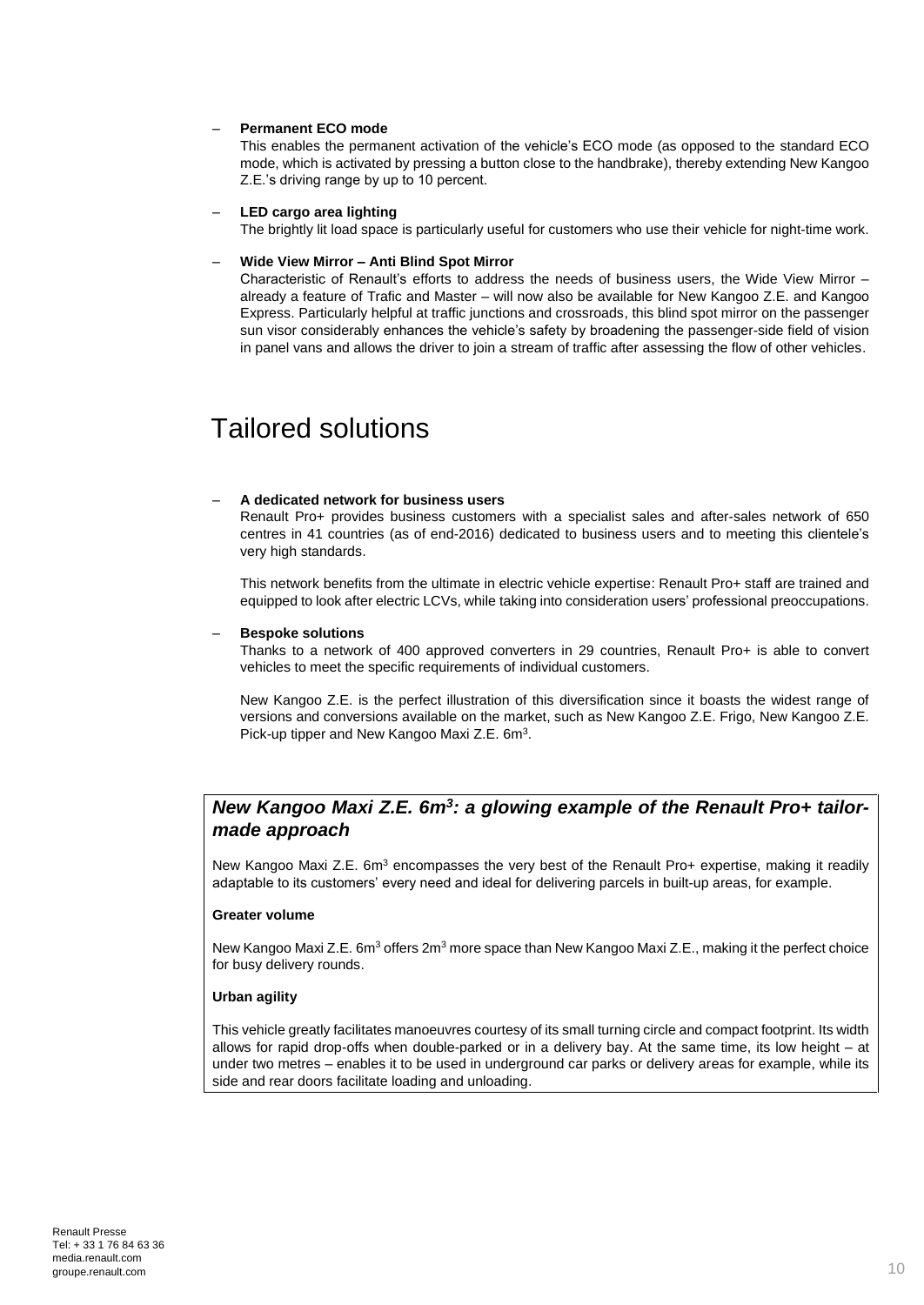- **Permanent ECO mode**

  This enables the permanent activation of the vehicle's ECO mode (as opposed to the standard ECO mode, which is activated by pressing a button close to the handbrake), thereby extending New Kangoo Z.E.'s driving range by up to 10 percent.

- **LED cargo area lighting**

  The brightly lit load space is particularly useful for customers who use their vehicle for night-time work.

- **Wide View Mirror – Anti Blind Spot Mirror**

  Characteristic of Renault's efforts to address the needs of business users, the Wide View Mirror – already a feature of Trafic and Master – will now also be available for New Kangoo Z.E. and Kangoo Express. Particularly helpful at traffic junctions and crossroads, this blind spot mirror on the passenger sun visor considerably enhances the vehicle's safety by broadening the passenger-side field of vision in panel vans and allows the driver to join a stream of traffic after assessing the flow of other vehicles.

# Tailored solutions

- **A dedicated network for business users**

  Renault Pro+ provides business customers with a specialist sales and after-sales network of 650 centres in 41 countries (as of end-2016) dedicated to business users and to meeting this clientele's very high standards.

  This network benefits from the ultimate in electric vehicle expertise: Renault Pro+ staff are trained and equipped to look after electric LCVs, while taking into consideration users' professional preoccupations.

- **Bespoke solutions**

  Thanks to a network of 400 approved converters in 29 countries, Renault Pro+ is able to convert vehicles to meet the specific requirements of individual customers.

  New Kangoo Z.E. is the perfect illustration of this diversification since it boasts the widest range of versions and conversions available on the market, such as New Kangoo Z.E. Frigo, New Kangoo Z.E. Pick-up tipper and New Kangoo Maxi Z.E. 6m$^3$.

## *New Kangoo Maxi Z.E. 6m$^3$: a glowing example of the Renault Pro+ tailor-made approach*

New Kangoo Maxi Z.E. 6m$^3$ encompasses the very best of the Renault Pro+ expertise, making it readily adaptable to its customers' every need and ideal for delivering parcels in built-up areas, for example.

**Greater volume**

New Kangoo Maxi Z.E. 6m$^3$ offers 2m$^3$ more space than New Kangoo Maxi Z.E., making it the perfect choice for busy delivery rounds.

**Urban agility**

This vehicle greatly facilitates manoeuvres courtesy of its small turning circle and compact footprint. Its width allows for rapid drop-offs when double-parked or in a delivery bay. At the same time, its low height – at under two metres – enables it to be used in underground car parks or delivery areas for example, while its side and rear doors facilitate loading and unloading.

Renault Presse
Tel: + 33 1 76 84 63 36
media.renault.com
groupe.renault.com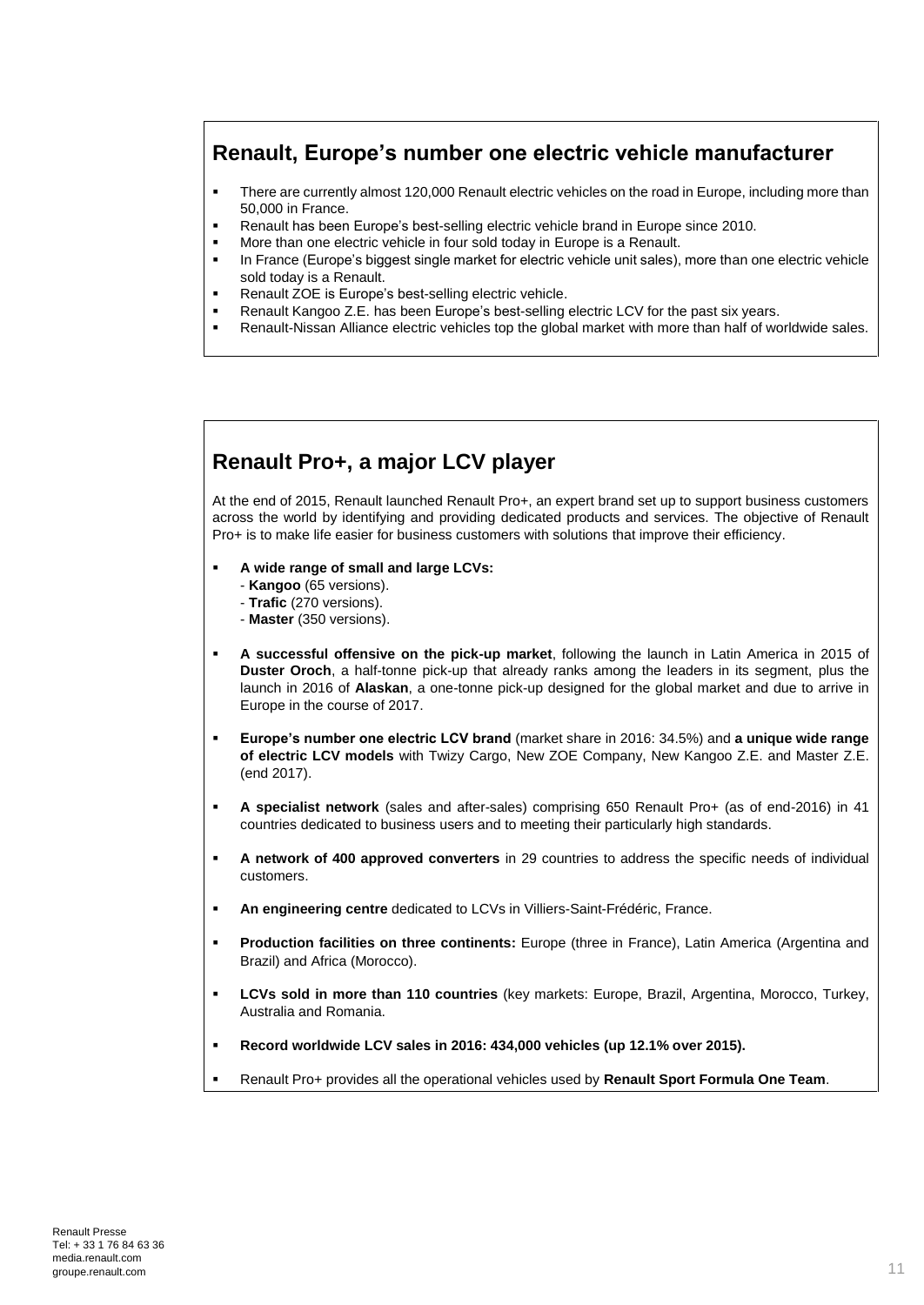## Renault, Europe's number one electric vehicle manufacturer

- There are currently almost 120,000 Renault electric vehicles on the road in Europe, including more than 50,000 in France.
- Renault has been Europe's best-selling electric vehicle brand in Europe since 2010.
- More than one electric vehicle in four sold today in Europe is a Renault.
- In France (Europe's biggest single market for electric vehicle unit sales), more than one electric vehicle sold today is a Renault.
- Renault ZOE is Europe's best-selling electric vehicle.
- Renault Kangoo Z.E. has been Europe's best-selling electric LCV for the past six years.
- Renault-Nissan Alliance electric vehicles top the global market with more than half of worldwide sales.

## Renault Pro+, a major LCV player

At the end of 2015, Renault launched Renault Pro+, an expert brand set up to support business customers across the world by identifying and providing dedicated products and services. The objective of Renault Pro+ is to make life easier for business customers with solutions that improve their efficiency.

- **A wide range of small and large LCVs:**
  - **Kangoo** (65 versions).
  - **Trafic** (270 versions).
  - **Master** (350 versions).
- **A successful offensive on the pick-up market**, following the launch in Latin America in 2015 of **Duster Oroch**, a half-tonne pick-up that already ranks among the leaders in its segment, plus the launch in 2016 of **Alaskan**, a one-tonne pick-up designed for the global market and due to arrive in Europe in the course of 2017.
- **Europe's number one electric LCV brand** (market share in 2016: 34.5%) and **a unique wide range of electric LCV models** with Twizy Cargo, New ZOE Company, New Kangoo Z.E. and Master Z.E. (end 2017).
- **A specialist network** (sales and after-sales) comprising 650 Renault Pro+ (as of end-2016) in 41 countries dedicated to business users and to meeting their particularly high standards.
- **A network of 400 approved converters** in 29 countries to address the specific needs of individual customers.
- **An engineering centre** dedicated to LCVs in Villiers-Saint-Frédéric, France.
- **Production facilities on three continents:** Europe (three in France), Latin America (Argentina and Brazil) and Africa (Morocco).
- **LCVs sold in more than 110 countries** (key markets: Europe, Brazil, Argentina, Morocco, Turkey, Australia and Romania.
- **Record worldwide LCV sales in 2016: 434,000 vehicles (up 12.1% over 2015).**
- Renault Pro+ provides all the operational vehicles used by **Renault Sport Formula One Team**.

Renault Presse
Tel: + 33 1 76 84 63 36
media.renault.com
groupe.renault.com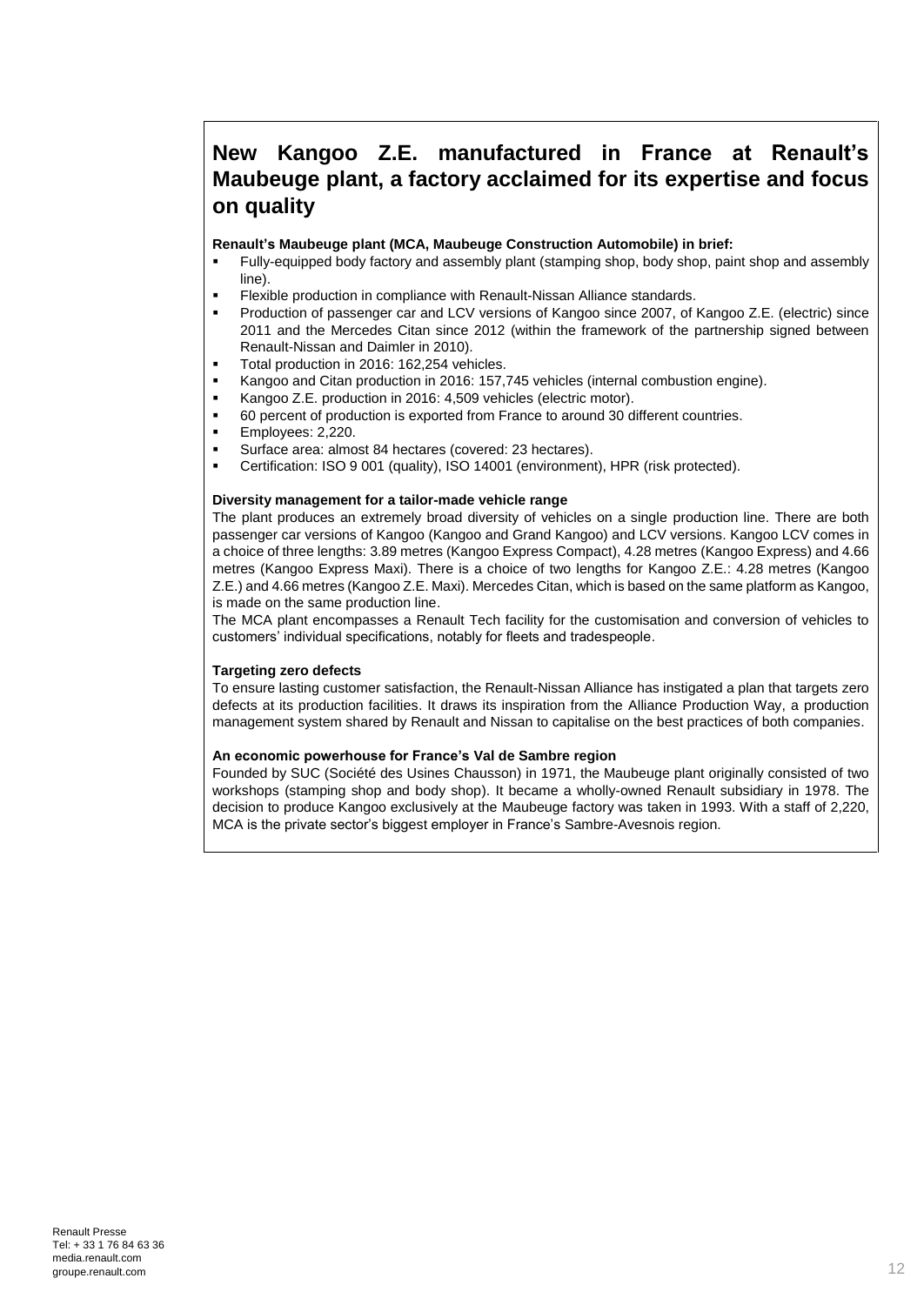## New Kangoo Z.E. manufactured in France at Renault's Maubeuge plant, a factory acclaimed for its expertise and focus on quality

**Renault's Maubeuge plant (MCA, Maubeuge Construction Automobile) in brief:**

- Fully-equipped body factory and assembly plant (stamping shop, body shop, paint shop and assembly line).
- Flexible production in compliance with Renault-Nissan Alliance standards.
- Production of passenger car and LCV versions of Kangoo since 2007, of Kangoo Z.E. (electric) since 2011 and the Mercedes Citan since 2012 (within the framework of the partnership signed between Renault-Nissan and Daimler in 2010).
- Total production in 2016: 162,254 vehicles.
- Kangoo and Citan production in 2016: 157,745 vehicles (internal combustion engine).
- Kangoo Z.E. production in 2016: 4,509 vehicles (electric motor).
- 60 percent of production is exported from France to around 30 different countries.
- Employees: 2,220.
- Surface area: almost 84 hectares (covered: 23 hectares).
- Certification: ISO 9 001 (quality), ISO 14001 (environment), HPR (risk protected).

**Diversity management for a tailor-made vehicle range**

The plant produces an extremely broad diversity of vehicles on a single production line. There are both passenger car versions of Kangoo (Kangoo and Grand Kangoo) and LCV versions. Kangoo LCV comes in a choice of three lengths: 3.89 metres (Kangoo Express Compact), 4.28 metres (Kangoo Express) and 4.66 metres (Kangoo Express Maxi). There is a choice of two lengths for Kangoo Z.E.: 4.28 metres (Kangoo Z.E.) and 4.66 metres (Kangoo Z.E. Maxi). Mercedes Citan, which is based on the same platform as Kangoo, is made on the same production line.

The MCA plant encompasses a Renault Tech facility for the customisation and conversion of vehicles to customers' individual specifications, notably for fleets and tradespeople.

**Targeting zero defects**

To ensure lasting customer satisfaction, the Renault-Nissan Alliance has instigated a plan that targets zero defects at its production facilities. It draws its inspiration from the Alliance Production Way, a production management system shared by Renault and Nissan to capitalise on the best practices of both companies.

**An economic powerhouse for France's Val de Sambre region**

Founded by SUC (Société des Usines Chausson) in 1971, the Maubeuge plant originally consisted of two workshops (stamping shop and body shop). It became a wholly-owned Renault subsidiary in 1978. The decision to produce Kangoo exclusively at the Maubeuge factory was taken in 1993. With a staff of 2,220, MCA is the private sector's biggest employer in France's Sambre-Avesnois region.

Renault Presse
Tel: + 33 1 76 84 63 36
media.renault.com
groupe.renault.com